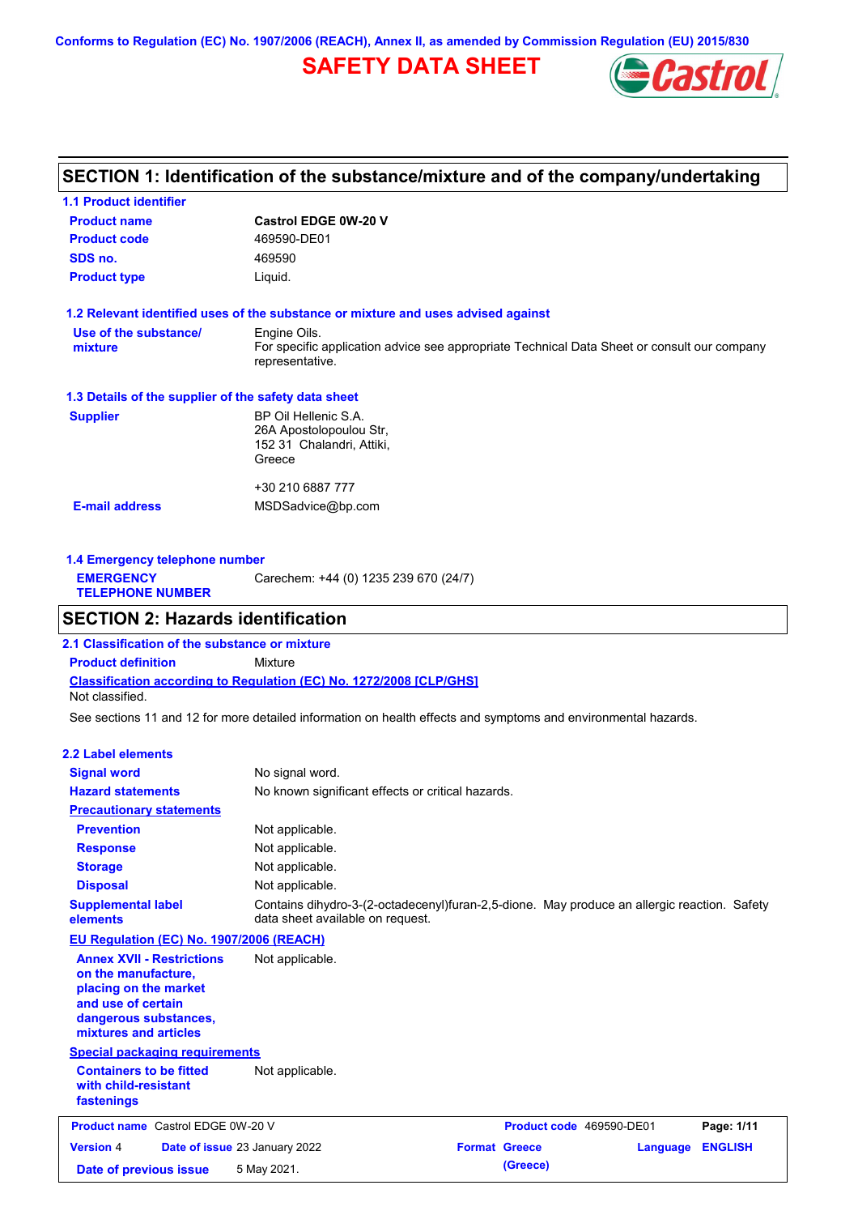Conforms to Regulation (EC) No. 1907/2006 (REACH), Annex II, as amended by Commission Regulation (EU) 2015/830

# SAFETY DATA SHEET

## SECTION 1: Identification of the substance/mixture and of the company/undertaking

### 1.1 Product identifier

| | |
|---|---|
| **Product name** | **Castrol EDGE 0W-20 V** |
| **Product code** | 469590-DE01 |
| **SDS no.** | 469590 |
| **Product type** | Liquid. |

### 1.2 Relevant identified uses of the substance or mixture and uses advised against

**Use of the substance/ mixture**: Engine Oils.
For specific application advice see appropriate Technical Data Sheet or consult our company representative.

### 1.3 Details of the supplier of the safety data sheet

**Supplier**: BP Oil Hellenic S.A.
26A Apostolopoulou Str,
152 31 Chalandri, Attiki,
Greece

+30 210 6887 777

**E-mail address**: MSDSadvice@bp.com

### 1.4 Emergency telephone number

**EMERGENCY TELEPHONE NUMBER**: Carechem: +44 (0) 1235 239 670 (24/7)

## SECTION 2: Hazards identification

### 2.1 Classification of the substance or mixture

**Product definition**: Mixture

**Classification according to Regulation (EC) No. 1272/2008 [CLP/GHS]**

Not classified.

See sections 11 and 12 for more detailed information on health effects and symptoms and environmental hazards.

### 2.2 Label elements

**Signal word**: No signal word.

**Hazard statements**: No known significant effects or critical hazards.

**Precautionary statements**

- **Prevention**: Not applicable.
- **Response**: Not applicable.
- **Storage**: Not applicable.
- **Disposal**: Not applicable.

**Supplemental label elements**: Contains dihydro-3-(2-octadecenyl)furan-2,5-dione. May produce an allergic reaction. Safety data sheet available on request.

**EU Regulation (EC) No. 1907/2006 (REACH)**

**Annex XVII - Restrictions on the manufacture, placing on the market and use of certain dangerous substances, mixtures and articles**: Not applicable.

**Special packaging requirements**

**Containers to be fitted with child-resistant fastenings**: Not applicable.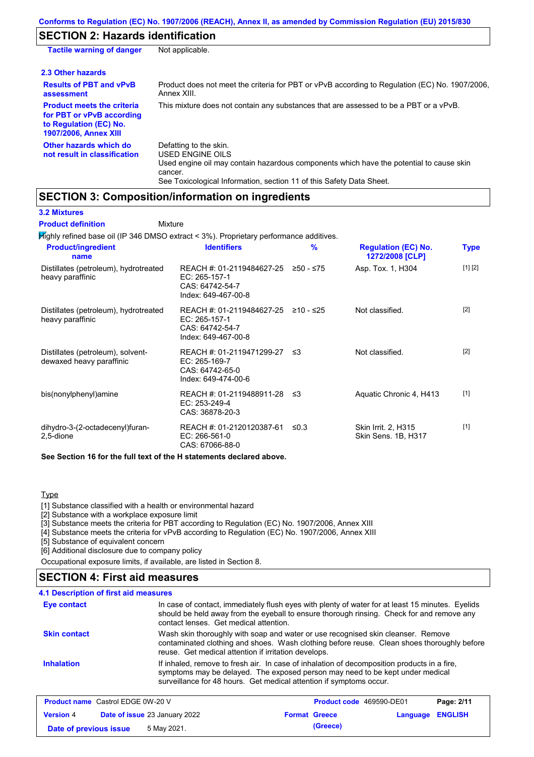## SECTION 2: Hazards identification

| | |
|---|---|
| **Tactile warning of danger** | Not applicable. |

### 2.3 Other hazards

| | |
|---|---|
| **Results of PBT and vPvB assessment** | Product does not meet the criteria for PBT or vPvB according to Regulation (EC) No. 1907/2006, Annex XIII. |
| **Product meets the criteria for PBT or vPvB according to Regulation (EC) No. 1907/2006, Annex XIII** | This mixture does not contain any substances that are assessed to be a PBT or a vPvB. |
| **Other hazards which do not result in classification** | Defatting to the skin.<br>USED ENGINE OILS<br>Used engine oil may contain hazardous components which have the potential to cause skin cancer.<br>See Toxicological Information, section 11 of this Safety Data Sheet. |

## SECTION 3: Composition/information on ingredients

### 3.2 Mixtures

**Product definition** Mixture

Highly refined base oil (IP 346 DMSO extract < 3%). Proprietary performance additives.

| Product/ingredient name | Identifiers | % | Regulation (EC) No. 1272/2008 [CLP] | Type |
|---|---|---|---|---|
| Distillates (petroleum), hydrotreated heavy paraffinic | REACH #: 01-2119484627-25<br>EC: 265-157-1<br>CAS: 64742-54-7<br>Index: 649-467-00-8 | ≥50 - ≤75 | Asp. Tox. 1, H304 | [1] [2] |
| Distillates (petroleum), hydrotreated heavy paraffinic | REACH #: 01-2119484627-25<br>EC: 265-157-1<br>CAS: 64742-54-7<br>Index: 649-467-00-8 | ≥10 - ≤25 | Not classified. | [2] |
| Distillates (petroleum), solvent-dewaxed heavy paraffinic | REACH #: 01-2119471299-27<br>EC: 265-169-7<br>CAS: 64742-65-0<br>Index: 649-474-00-6 | ≤3 | Not classified. | [2] |
| bis(nonylphenyl)amine | REACH #: 01-2119488911-28<br>EC: 253-249-4<br>CAS: 36878-20-3 | ≤3 | Aquatic Chronic 4, H413 | [1] |
| dihydro-3-(2-octadecenyl)furan-2,5-dione | REACH #: 01-2120120387-61<br>EC: 266-561-0<br>CAS: 67066-88-0 | ≤0.3 | Skin Irrit. 2, H315<br>Skin Sens. 1B, H317 | [1] |

**See Section 16 for the full text of the H statements declared above.**

Type

[1] Substance classified with a health or environmental hazard
[2] Substance with a workplace exposure limit
[3] Substance meets the criteria for PBT according to Regulation (EC) No. 1907/2006, Annex XIII
[4] Substance meets the criteria for vPvB according to Regulation (EC) No. 1907/2006, Annex XIII
[5] Substance of equivalent concern
[6] Additional disclosure due to company policy

Occupational exposure limits, if available, are listed in Section 8.

## SECTION 4: First aid measures

### 4.1 Description of first aid measures

| | |
|---|---|
| **Eye contact** | In case of contact, immediately flush eyes with plenty of water for at least 15 minutes. Eyelids should be held away from the eyeball to ensure thorough rinsing. Check for and remove any contact lenses. Get medical attention. |
| **Skin contact** | Wash skin thoroughly with soap and water or use recognised skin cleanser. Remove contaminated clothing and shoes. Wash clothing before reuse. Clean shoes thoroughly before reuse. Get medical attention if irritation develops. |
| **Inhalation** | If inhaled, remove to fresh air. In case of inhalation of decomposition products in a fire, symptoms may be delayed. The exposed person may need to be kept under medical surveillance for 48 hours. Get medical attention if symptoms occur. |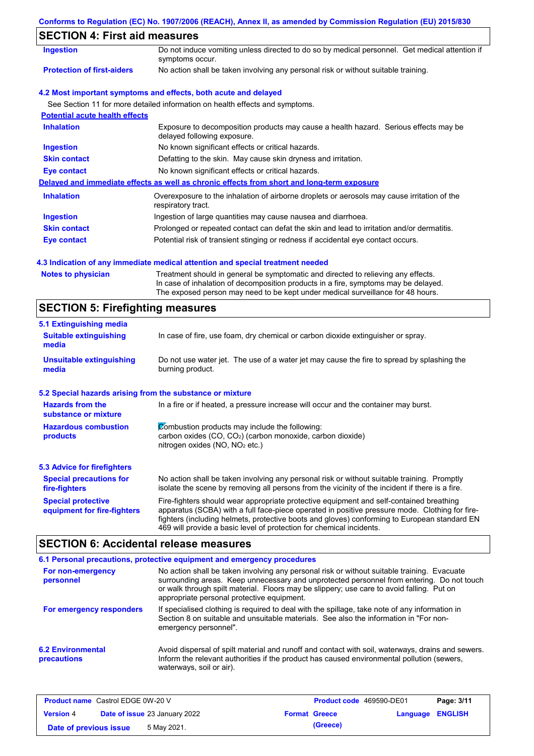## SECTION 4: First aid measures

| | |
|---|---|
| **Ingestion** | Do not induce vomiting unless directed to do so by medical personnel. Get medical attention if symptoms occur. |
| **Protection of first-aiders** | No action shall be taken involving any personal risk or without suitable training. |

### 4.2 Most important symptoms and effects, both acute and delayed

See Section 11 for more detailed information on health effects and symptoms.

**Potential acute health effects**

| | |
|---|---|
| **Inhalation** | Exposure to decomposition products may cause a health hazard. Serious effects may be delayed following exposure. |
| **Ingestion** | No known significant effects or critical hazards. |
| **Skin contact** | Defatting to the skin. May cause skin dryness and irritation. |
| **Eye contact** | No known significant effects or critical hazards. |

**Delayed and immediate effects as well as chronic effects from short and long-term exposure**

| | |
|---|---|
| **Inhalation** | Overexposure to the inhalation of airborne droplets or aerosols may cause irritation of the respiratory tract. |
| **Ingestion** | Ingestion of large quantities may cause nausea and diarrhoea. |
| **Skin contact** | Prolonged or repeated contact can defat the skin and lead to irritation and/or dermatitis. |
| **Eye contact** | Potential risk of transient stinging or redness if accidental eye contact occurs. |

### 4.3 Indication of any immediate medical attention and special treatment needed

| | |
|---|---|
| **Notes to physician** | Treatment should in general be symptomatic and directed to relieving any effects. In case of inhalation of decomposition products in a fire, symptoms may be delayed. The exposed person may need to be kept under medical surveillance for 48 hours. |

## SECTION 5: Firefighting measures

### 5.1 Extinguishing media

| | |
|---|---|
| **Suitable extinguishing media** | In case of fire, use foam, dry chemical or carbon dioxide extinguisher or spray. |
| **Unsuitable extinguishing media** | Do not use water jet. The use of a water jet may cause the fire to spread by splashing the burning product. |

### 5.2 Special hazards arising from the substance or mixture

| | |
|---|---|
| **Hazards from the substance or mixture** | In a fire or if heated, a pressure increase will occur and the container may burst. |
| **Hazardous combustion products** | Combustion products may include the following: carbon oxides (CO, $CO_2$) (carbon monoxide, carbon dioxide) nitrogen oxides (NO, $NO_2$ etc.) |

### 5.3 Advice for firefighters

| | |
|---|---|
| **Special precautions for fire-fighters** | No action shall be taken involving any personal risk or without suitable training. Promptly isolate the scene by removing all persons from the vicinity of the incident if there is a fire. |
| **Special protective equipment for fire-fighters** | Fire-fighters should wear appropriate protective equipment and self-contained breathing apparatus (SCBA) with a full face-piece operated in positive pressure mode. Clothing for fire-fighters (including helmets, protective boots and gloves) conforming to European standard EN 469 will provide a basic level of protection for chemical incidents. |

## SECTION 6: Accidental release measures

### 6.1 Personal precautions, protective equipment and emergency procedures

| | |
|---|---|
| **For non-emergency personnel** | No action shall be taken involving any personal risk or without suitable training. Evacuate surrounding areas. Keep unnecessary and unprotected personnel from entering. Do not touch or walk through spilt material. Floors may be slippery; use care to avoid falling. Put on appropriate personal protective equipment. |
| **For emergency responders** | If specialised clothing is required to deal with the spillage, take note of any information in Section 8 on suitable and unsuitable materials. See also the information in "For non-emergency personnel". |

| | |
|---|---|
| **6.2 Environmental precautions** | Avoid dispersal of spilt material and runoff and contact with soil, waterways, drains and sewers. Inform the relevant authorities if the product has caused environmental pollution (sewers, waterways, soil or air). |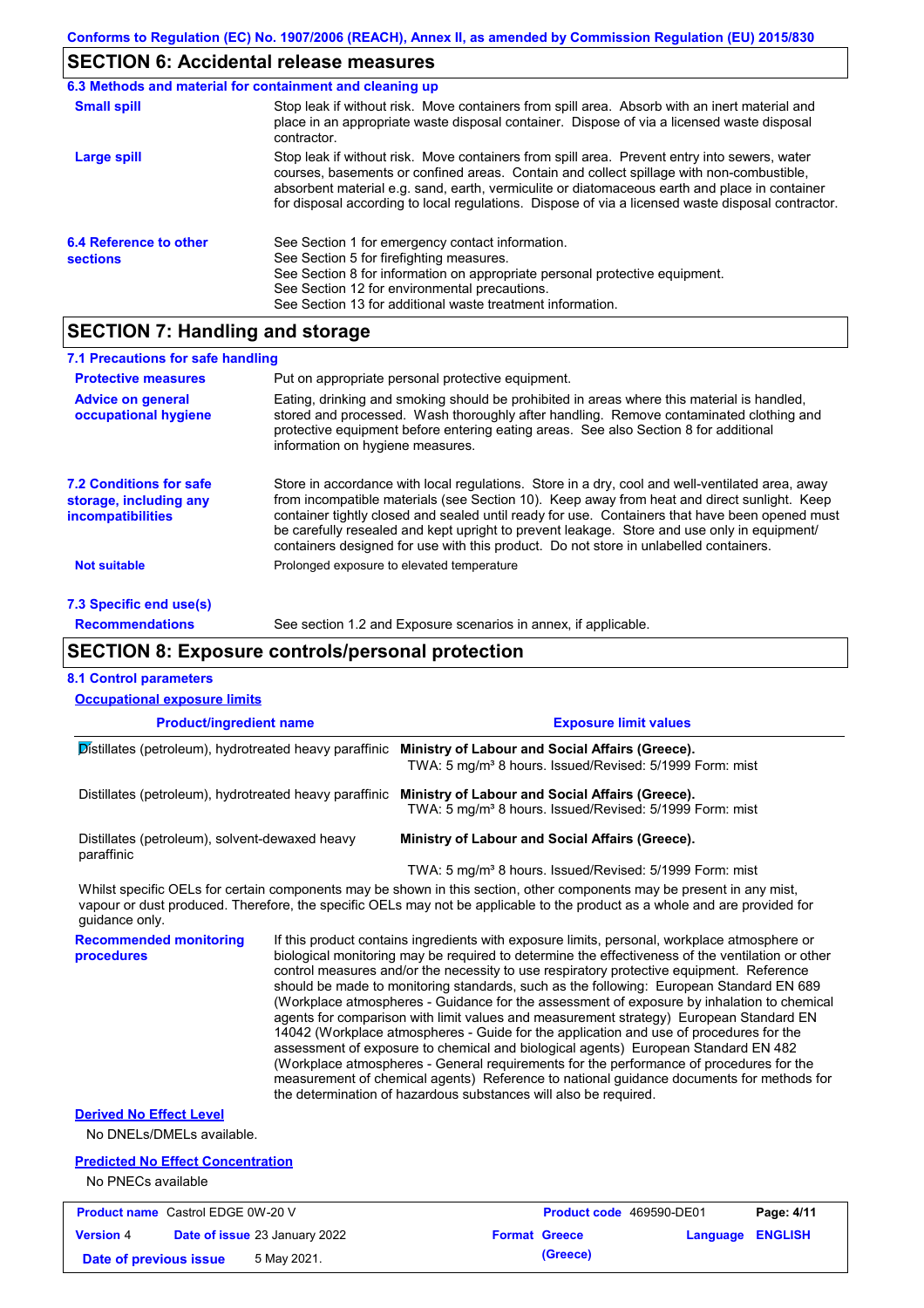## SECTION 6: Accidental release measures

### 6.3 Methods and material for containment and cleaning up

**Small spill** Stop leak if without risk. Move containers from spill area. Absorb with an inert material and place in an appropriate waste disposal container. Dispose of via a licensed waste disposal contractor.

**Large spill** Stop leak if without risk. Move containers from spill area. Prevent entry into sewers, water courses, basements or confined areas. Contain and collect spillage with non-combustible, absorbent material e.g. sand, earth, vermiculite or diatomaceous earth and place in container for disposal according to local regulations. Dispose of via a licensed waste disposal contractor.

**6.4 Reference to other sections**
See Section 1 for emergency contact information.
See Section 5 for firefighting measures.
See Section 8 for information on appropriate personal protective equipment.
See Section 12 for environmental precautions.
See Section 13 for additional waste treatment information.

## SECTION 7: Handling and storage

### 7.1 Precautions for safe handling

**Protective measures** Put on appropriate personal protective equipment.

**Advice on general occupational hygiene** Eating, drinking and smoking should be prohibited in areas where this material is handled, stored and processed. Wash thoroughly after handling. Remove contaminated clothing and protective equipment before entering eating areas. See also Section 8 for additional information on hygiene measures.

**7.2 Conditions for safe storage, including any incompatibilities** Store in accordance with local regulations. Store in a dry, cool and well-ventilated area, away from incompatible materials (see Section 10). Keep away from heat and direct sunlight. Keep container tightly closed and sealed until ready for use. Containers that have been opened must be carefully resealed and kept upright to prevent leakage. Store and use only in equipment/ containers designed for use with this product. Do not store in unlabelled containers.

**Not suitable** Prolonged exposure to elevated temperature

### 7.3 Specific end use(s)

**Recommendations** See section 1.2 and Exposure scenarios in annex, if applicable.

## SECTION 8: Exposure controls/personal protection

### 8.1 Control parameters

**Occupational exposure limits**

| Product/ingredient name | Exposure limit values |
|---|---|
| Distillates (petroleum), hydrotreated heavy paraffinic | **Ministry of Labour and Social Affairs (Greece).** TWA: 5 mg/m³ 8 hours. Issued/Revised: 5/1999 Form: mist |
| Distillates (petroleum), hydrotreated heavy paraffinic | **Ministry of Labour and Social Affairs (Greece).** TWA: 5 mg/m³ 8 hours. Issued/Revised: 5/1999 Form: mist |
| Distillates (petroleum), solvent-dewaxed heavy paraffinic | **Ministry of Labour and Social Affairs (Greece).** TWA: 5 mg/m³ 8 hours. Issued/Revised: 5/1999 Form: mist |

Whilst specific OELs for certain components may be shown in this section, other components may be present in any mist, vapour or dust produced. Therefore, the specific OELs may not be applicable to the product as a whole and are provided for guidance only.

**Recommended monitoring procedures** If this product contains ingredients with exposure limits, personal, workplace atmosphere or biological monitoring may be required to determine the effectiveness of the ventilation or other control measures and/or the necessity to use respiratory protective equipment. Reference should be made to monitoring standards, such as the following: European Standard EN 689 (Workplace atmospheres - Guidance for the assessment of exposure by inhalation to chemical agents for comparison with limit values and measurement strategy) European Standard EN 14042 (Workplace atmospheres - Guide for the application and use of procedures for the assessment of exposure to chemical and biological agents) European Standard EN 482 (Workplace atmospheres - General requirements for the performance of procedures for the measurement of chemical agents) Reference to national guidance documents for methods for the determination of hazardous substances will also be required.

**Derived No Effect Level**

No DNELs/DMELs available.

**Predicted No Effect Concentration**

No PNECs available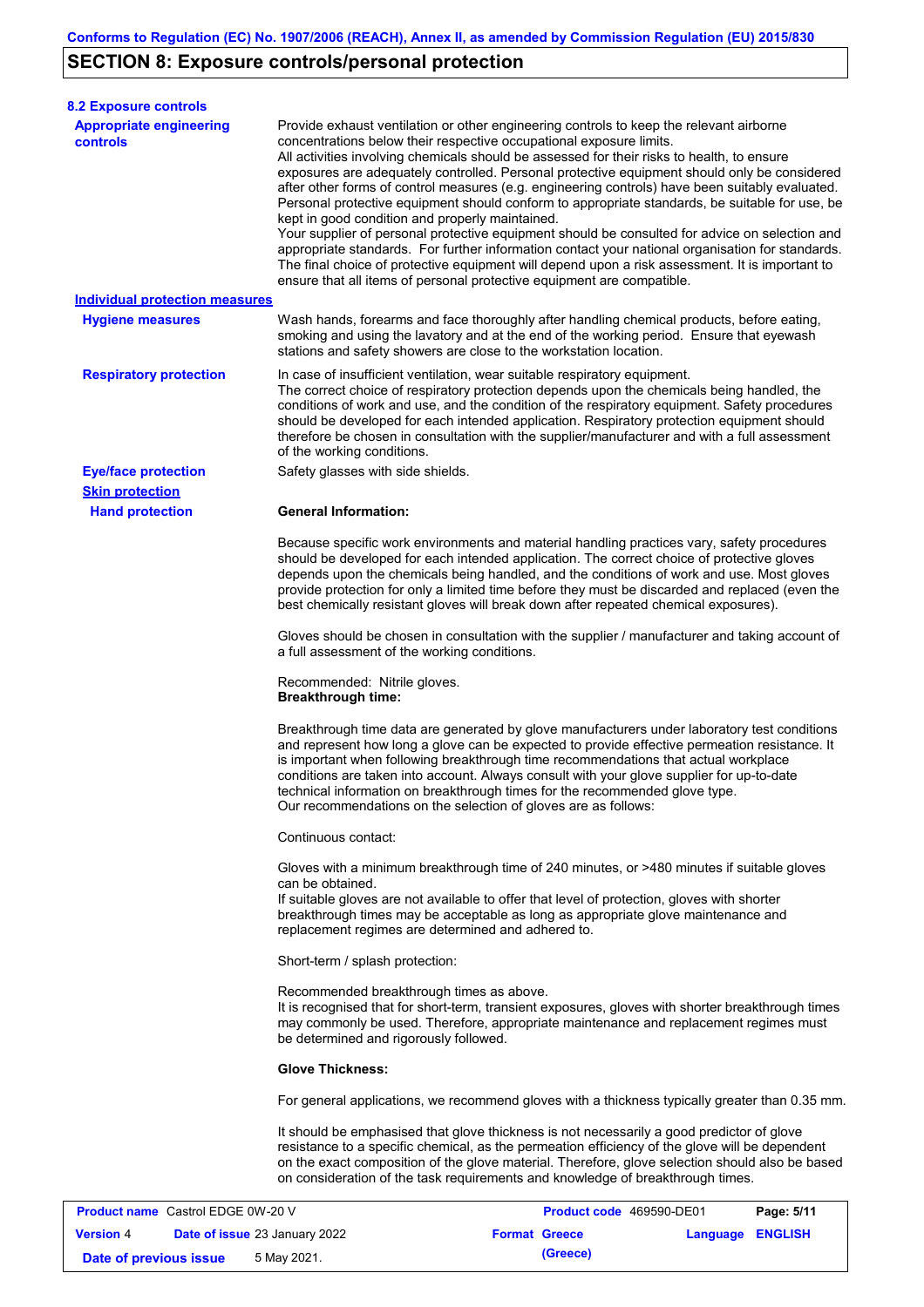# SECTION 8: Exposure controls/personal protection

### 8.2 Exposure controls

**Appropriate engineering controls**

Provide exhaust ventilation or other engineering controls to keep the relevant airborne concentrations below their respective occupational exposure limits.
All activities involving chemicals should be assessed for their risks to health, to ensure exposures are adequately controlled. Personal protective equipment should only be considered after other forms of control measures (e.g. engineering controls) have been suitably evaluated. Personal protective equipment should conform to appropriate standards, be suitable for use, be kept in good condition and properly maintained.
Your supplier of personal protective equipment should be consulted for advice on selection and appropriate standards. For further information contact your national organisation for standards. The final choice of protective equipment will depend upon a risk assessment. It is important to ensure that all items of personal protective equipment are compatible.

**Individual protection measures**

**Hygiene measures**

Wash hands, forearms and face thoroughly after handling chemical products, before eating, smoking and using the lavatory and at the end of the working period. Ensure that eyewash stations and safety showers are close to the workstation location.

**Respiratory protection**

In case of insufficient ventilation, wear suitable respiratory equipment.
The correct choice of respiratory protection depends upon the chemicals being handled, the conditions of work and use, and the condition of the respiratory equipment. Safety procedures should be developed for each intended application. Respiratory protection equipment should therefore be chosen in consultation with the supplier/manufacturer and with a full assessment of the working conditions.

**Eye/face protection**

Safety glasses with side shields.

**Skin protection**

**Hand protection**

**General Information:**

Because specific work environments and material handling practices vary, safety procedures should be developed for each intended application. The correct choice of protective gloves depends upon the chemicals being handled, and the conditions of work and use. Most gloves provide protection for only a limited time before they must be discarded and replaced (even the best chemically resistant gloves will break down after repeated chemical exposures).

Gloves should be chosen in consultation with the supplier / manufacturer and taking account of a full assessment of the working conditions.

Recommended: Nitrile gloves.
**Breakthrough time:**

Breakthrough time data are generated by glove manufacturers under laboratory test conditions and represent how long a glove can be expected to provide effective permeation resistance. It is important when following breakthrough time recommendations that actual workplace conditions are taken into account. Always consult with your glove supplier for up-to-date technical information on breakthrough times for the recommended glove type.
Our recommendations on the selection of gloves are as follows:

Continuous contact:

Gloves with a minimum breakthrough time of 240 minutes, or >480 minutes if suitable gloves can be obtained.
If suitable gloves are not available to offer that level of protection, gloves with shorter breakthrough times may be acceptable as long as appropriate glove maintenance and replacement regimes are determined and adhered to.

Short-term / splash protection:

Recommended breakthrough times as above.
It is recognised that for short-term, transient exposures, gloves with shorter breakthrough times may commonly be used. Therefore, appropriate maintenance and replacement regimes must be determined and rigorously followed.

**Glove Thickness:**

For general applications, we recommend gloves with a thickness typically greater than 0.35 mm.

It should be emphasised that glove thickness is not necessarily a good predictor of glove resistance to a specific chemical, as the permeation efficiency of the glove will be dependent on the exact composition of the glove material. Therefore, glove selection should also be based on consideration of the task requirements and knowledge of breakthrough times.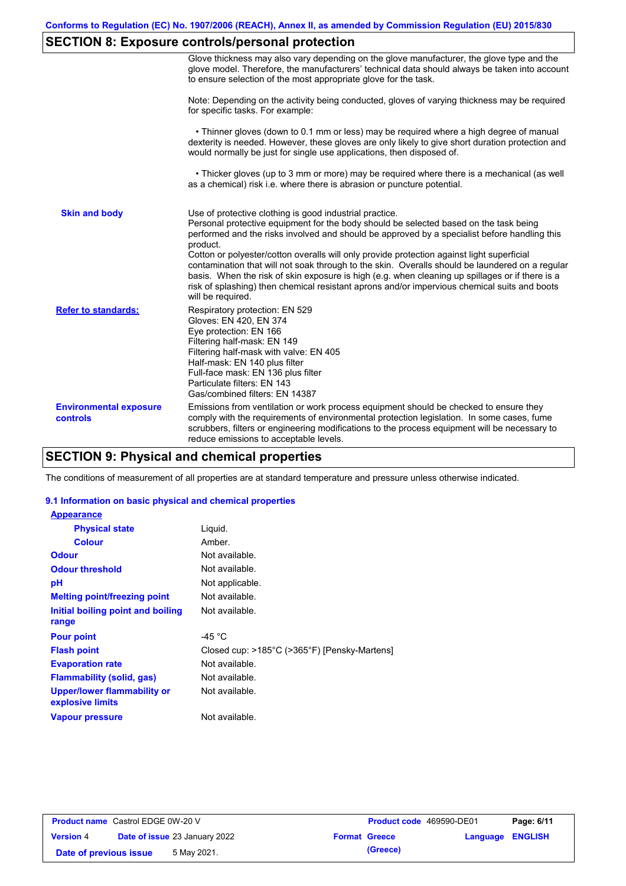## SECTION 8: Exposure controls/personal protection

Glove thickness may also vary depending on the glove manufacturer, the glove type and the glove model. Therefore, the manufacturers' technical data should always be taken into account to ensure selection of the most appropriate glove for the task.

Note: Depending on the activity being conducted, gloves of varying thickness may be required for specific tasks. For example:

• Thinner gloves (down to 0.1 mm or less) may be required where a high degree of manual dexterity is needed. However, these gloves are only likely to give short duration protection and would normally be just for single use applications, then disposed of.

• Thicker gloves (up to 3 mm or more) may be required where there is a mechanical (as well as a chemical) risk i.e. where there is abrasion or puncture potential.

**Skin and body**

Use of protective clothing is good industrial practice.
Personal protective equipment for the body should be selected based on the task being performed and the risks involved and should be approved by a specialist before handling this product.
Cotton or polyester/cotton overalls will only provide protection against light superficial contamination that will not soak through to the skin. Overalls should be laundered on a regular basis. When the risk of skin exposure is high (e.g. when cleaning up spillages or if there is a risk of splashing) then chemical resistant aprons and/or impervious chemical suits and boots will be required.

**Refer to standards:**

Respiratory protection: EN 529
Gloves: EN 420, EN 374
Eye protection: EN 166
Filtering half-mask: EN 149
Filtering half-mask with valve: EN 405
Half-mask: EN 140 plus filter
Full-face mask: EN 136 plus filter
Particulate filters: EN 143
Gas/combined filters: EN 14387

**Environmental exposure controls**

Emissions from ventilation or work process equipment should be checked to ensure they comply with the requirements of environmental protection legislation. In some cases, fume scrubbers, filters or engineering modifications to the process equipment will be necessary to reduce emissions to acceptable levels.

## SECTION 9: Physical and chemical properties

The conditions of measurement of all properties are at standard temperature and pressure unless otherwise indicated.

### 9.1 Information on basic physical and chemical properties

**Appearance**

| Property | Value |
|---|---|
| Physical state | Liquid. |
| Colour | Amber. |
| Odour | Not available. |
| Odour threshold | Not available. |
| pH | Not applicable. |
| Melting point/freezing point | Not available. |
| Initial boiling point and boiling range | Not available. |
| Pour point | -45 °C |
| Flash point | Closed cup: >185°C (>365°F) [Pensky-Martens] |
| Evaporation rate | Not available. |
| Flammability (solid, gas) | Not available. |
| Upper/lower flammability or explosive limits | Not available. |
| Vapour pressure | Not available. |

| Product name Castrol EDGE 0W-20 V | Product code 469590-DE01 | Page: 6/11 |
|---|---|---|
| Version 4 Date of issue 23 January 2022 | Format Greece (Greece) | Language ENGLISH |
| Date of previous issue 5 May 2021. | | |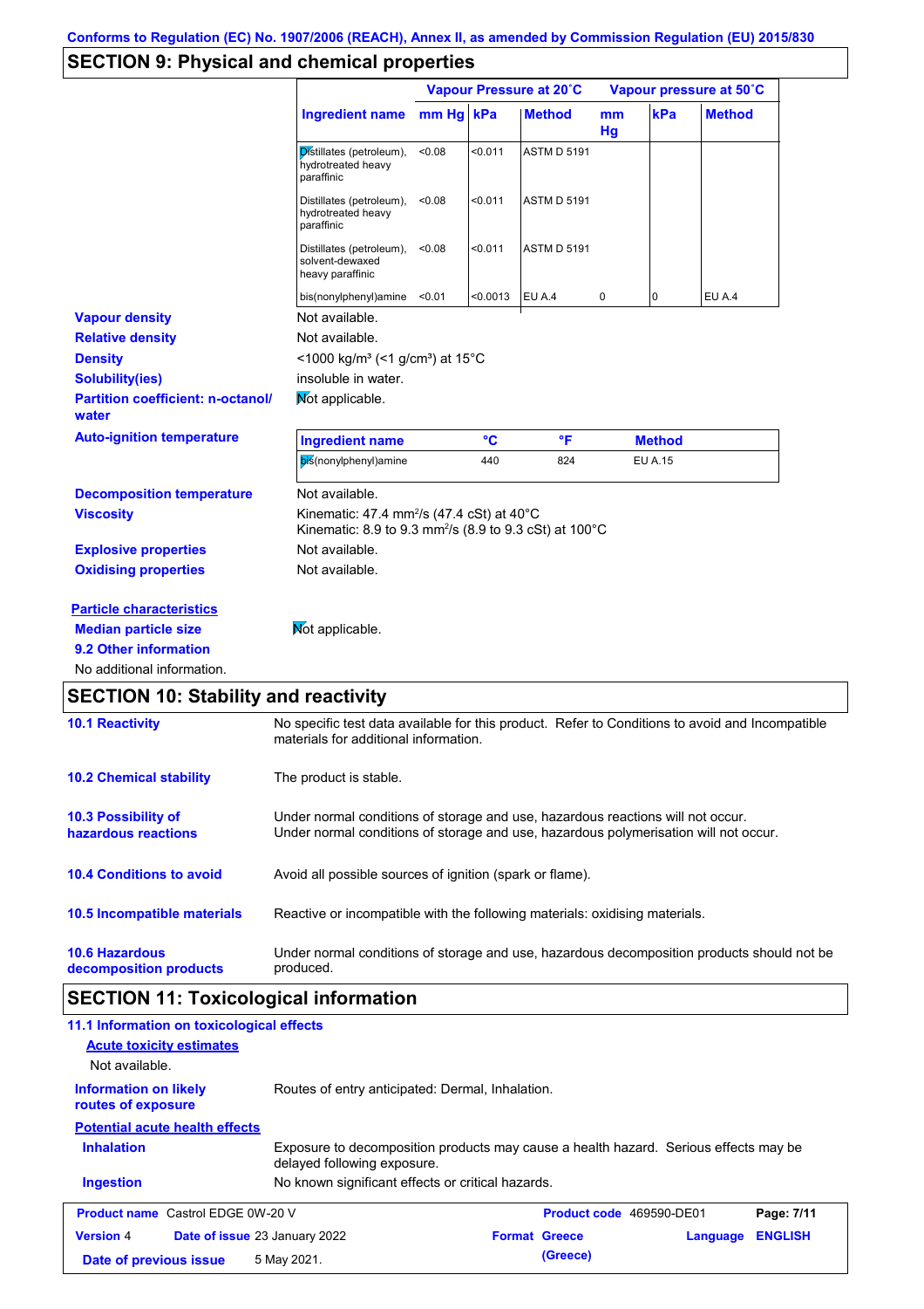Conforms to Regulation (EC) No. 1907/2006 (REACH), Annex II, as amended by Commission Regulation (EU) 2015/830

## SECTION 9: Physical and chemical properties

| | Vapour Pressure at 20˚C | | | Vapour pressure at 50˚C | | |
|---|---|---|---|---|---|---|
| **Ingredient name** | **mm Hg** | **kPa** | **Method** | **mm Hg** | **kPa** | **Method** |
| Distillates (petroleum), hydrotreated heavy paraffinic | <0.08 | <0.011 | ASTM D 5191 | | | |
| Distillates (petroleum), hydrotreated heavy paraffinic | <0.08 | <0.011 | ASTM D 5191 | | | |
| Distillates (petroleum), solvent-dewaxed heavy paraffinic | <0.08 | <0.011 | ASTM D 5191 | | | |
| bis(nonylphenyl)amine | <0.01 | <0.0013 | EU A.4 | 0 | 0 | EU A.4 |

**Vapour density** Not available.

**Relative density** Not available.

**Density** <1000 kg/m³ (<1 g/cm³) at 15°C

**Solubility(ies)** insoluble in water.

**Partition coefficient: n-octanol/water** Not applicable.

**Auto-ignition temperature**

| Ingredient name | °C | °F | Method |
|---|---|---|---|
| bis(nonylphenyl)amine | 440 | 824 | EU A.15 |

**Decomposition temperature** Not available.

**Viscosity** Kinematic: 47.4 mm²/s (47.4 cSt) at 40°C
Kinematic: 8.9 to 9.3 mm²/s (8.9 to 9.3 cSt) at 100°C

**Explosive properties** Not available.

**Oxidising properties** Not available.

**Particle characteristics**

**Median particle size** Not applicable.

**9.2 Other information**

No additional information.

## SECTION 10: Stability and reactivity

**10.1 Reactivity** No specific test data available for this product. Refer to Conditions to avoid and Incompatible materials for additional information.

**10.2 Chemical stability** The product is stable.

**10.3 Possibility of hazardous reactions** Under normal conditions of storage and use, hazardous reactions will not occur.
Under normal conditions of storage and use, hazardous polymerisation will not occur.

**10.4 Conditions to avoid** Avoid all possible sources of ignition (spark or flame).

**10.5 Incompatible materials** Reactive or incompatible with the following materials: oxidising materials.

**10.6 Hazardous decomposition products** Under normal conditions of storage and use, hazardous decomposition products should not be produced.

## SECTION 11: Toxicological information

**11.1 Information on toxicological effects**

**Acute toxicity estimates**

Not available.

**Information on likely routes of exposure** Routes of entry anticipated: Dermal, Inhalation.

**Potential acute health effects**

**Inhalation** Exposure to decomposition products may cause a health hazard. Serious effects may be delayed following exposure.

**Ingestion** No known significant effects or critical hazards.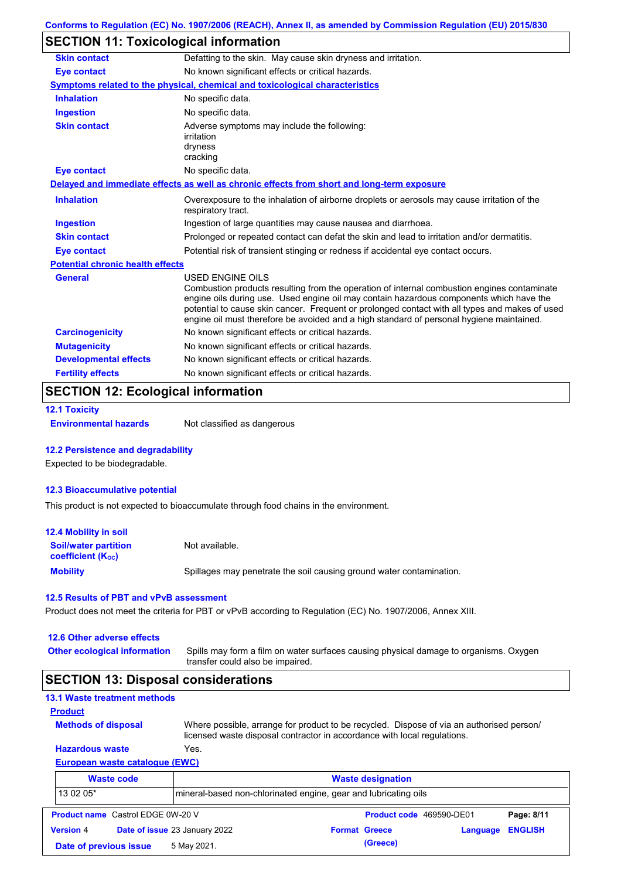## SECTION 11: Toxicological information

**Skin contact** Defatting to the skin. May cause skin dryness and irritation.

**Eye contact** No known significant effects or critical hazards.

**Symptoms related to the physical, chemical and toxicological characteristics**

**Inhalation** No specific data.

**Ingestion** No specific data.

**Skin contact** Adverse symptoms may include the following:
irritation
dryness
cracking

**Eye contact** No specific data.

**Delayed and immediate effects as well as chronic effects from short and long-term exposure**

**Inhalation** Overexposure to the inhalation of airborne droplets or aerosols may cause irritation of the respiratory tract.

**Ingestion** Ingestion of large quantities may cause nausea and diarrhoea.

**Skin contact** Prolonged or repeated contact can defat the skin and lead to irritation and/or dermatitis.

**Eye contact** Potential risk of transient stinging or redness if accidental eye contact occurs.

**Potential chronic health effects**

**General** USED ENGINE OILS
Combustion products resulting from the operation of internal combustion engines contaminate engine oils during use. Used engine oil may contain hazardous components which have the potential to cause skin cancer. Frequent or prolonged contact with all types and makes of used engine oil must therefore be avoided and a high standard of personal hygiene maintained.

**Carcinogenicity** No known significant effects or critical hazards.

**Mutagenicity** No known significant effects or critical hazards.

**Developmental effects** No known significant effects or critical hazards.

**Fertility effects** No known significant effects or critical hazards.

## SECTION 12: Ecological information

### 12.1 Toxicity

**Environmental hazards** Not classified as dangerous

### 12.2 Persistence and degradability

Expected to be biodegradable.

### 12.3 Bioaccumulative potential

This product is not expected to bioaccumulate through food chains in the environment.

### 12.4 Mobility in soil

**Soil/water partition coefficient ($K_{OC}$)** Not available.

**Mobility** Spillages may penetrate the soil causing ground water contamination.

### 12.5 Results of PBT and vPvB assessment

Product does not meet the criteria for PBT or vPvB according to Regulation (EC) No. 1907/2006, Annex XIII.

### 12.6 Other adverse effects

**Other ecological information** Spills may form a film on water surfaces causing physical damage to organisms. Oxygen transfer could also be impaired.

## SECTION 13: Disposal considerations

### 13.1 Waste treatment methods

**Product**

**Methods of disposal** Where possible, arrange for product to be recycled. Dispose of via an authorised person/ licensed waste disposal contractor in accordance with local regulations.

**Hazardous waste** Yes.

**European waste catalogue (EWC)**

| Waste code | Waste designation |
|---|---|
| 13 02 05* | mineral-based non-chlorinated engine, gear and lubricating oils |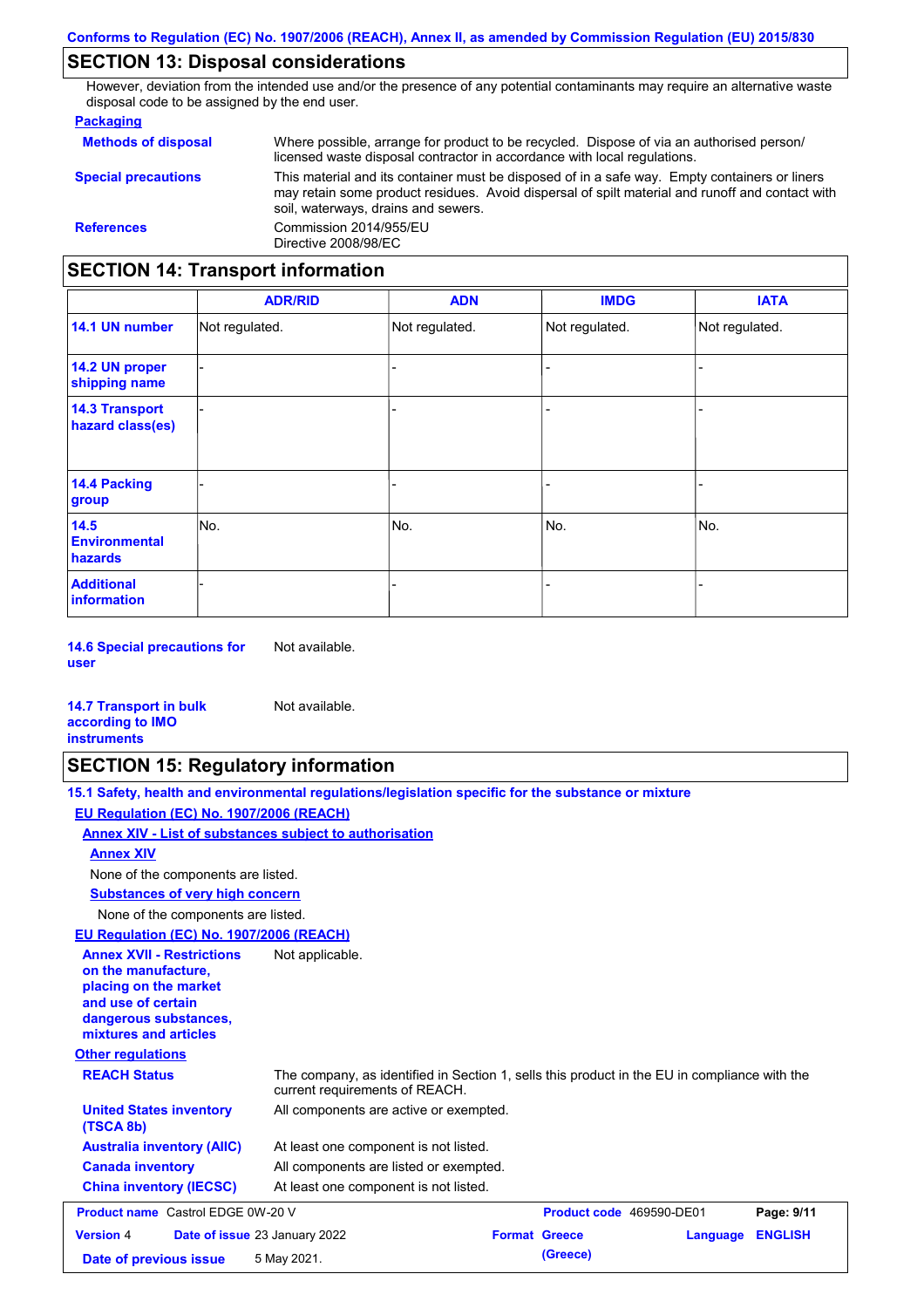## SECTION 13: Disposal considerations

However, deviation from the intended use and/or the presence of any potential contaminants may require an alternative waste disposal code to be assigned by the end user.

**Packaging**

**Methods of disposal** Where possible, arrange for product to be recycled. Dispose of via an authorised person/ licensed waste disposal contractor in accordance with local regulations.

**Special precautions** This material and its container must be disposed of in a safe way. Empty containers or liners may retain some product residues. Avoid dispersal of spilt material and runoff and contact with soil, waterways, drains and sewers.

**References** Commission 2014/955/EU
Directive 2008/98/EC

## SECTION 14: Transport information

| | ADR/RID | ADN | IMDG | IATA |
|---|---|---|---|---|
| **14.1 UN number** | Not regulated. | Not regulated. | Not regulated. | Not regulated. |
| **14.2 UN proper shipping name** | - | - | - | - |
| **14.3 Transport hazard class(es)** | - | - | - | - |
| **14.4 Packing group** | - | - | - | - |
| **14.5 Environmental hazards** | No. | No. | No. | No. |
| **Additional information** | - | - | - | - |

**14.6 Special precautions for user** Not available.

**14.7 Transport in bulk according to IMO instruments** Not available.

## SECTION 15: Regulatory information

**15.1 Safety, health and environmental regulations/legislation specific for the substance or mixture**

**EU Regulation (EC) No. 1907/2006 (REACH)**

**Annex XIV - List of substances subject to authorisation**

**Annex XIV**

None of the components are listed.

**Substances of very high concern**

None of the components are listed.

**EU Regulation (EC) No. 1907/2006 (REACH)**

**Annex XVII - Restrictions on the manufacture, placing on the market and use of certain dangerous substances, mixtures and articles** Not applicable.

**Other regulations**

**REACH Status** The company, as identified in Section 1, sells this product in the EU in compliance with the current requirements of REACH.

**United States inventory (TSCA 8b)** All components are active or exempted.

**Australia inventory (AIIC)** At least one component is not listed.

**Canada inventory** All components are listed or exempted.

**China inventory (IECSC)** At least one component is not listed.

| **Product name** Castrol EDGE 0W-20 V | **Product code** 469590-DE01 | **Page: 9/11** |
|---|---|---|
| **Version** 4 **Date of issue** 23 January 2022 | **Format** Greece (Greece) | **Language** ENGLISH |
| **Date of previous issue** 5 May 2021. | | |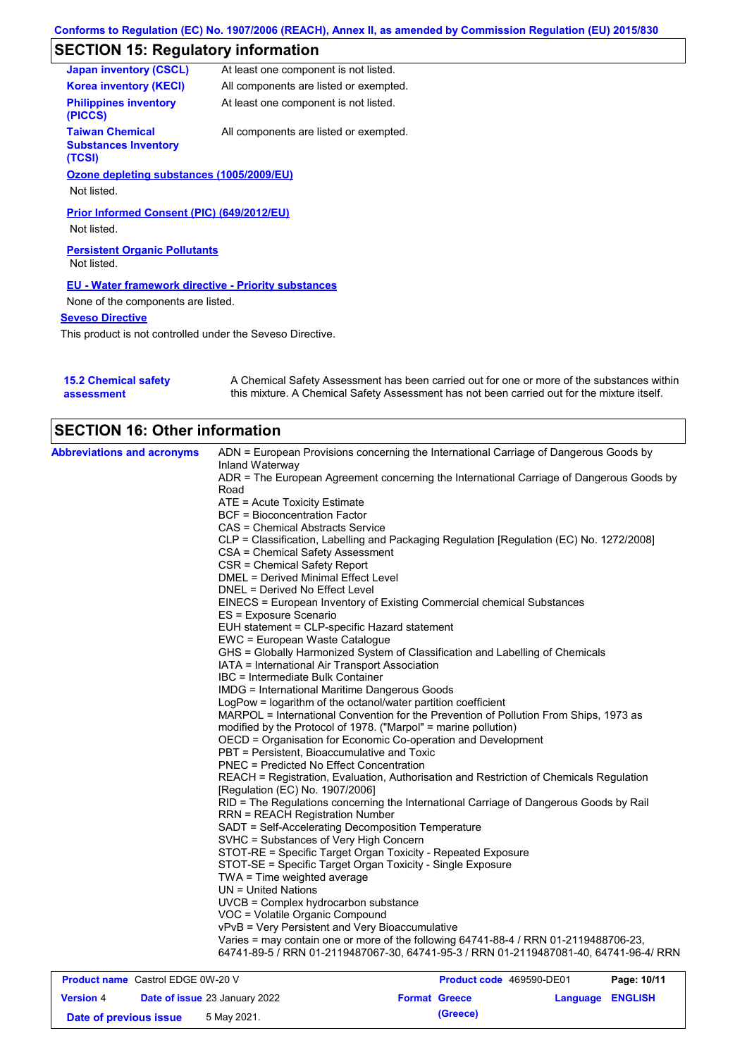## SECTION 15: Regulatory information

| | |
|---|---|
| **Japan inventory (CSCL)** | At least one component is not listed. |
| **Korea inventory (KECI)** | All components are listed or exempted. |
| **Philippines inventory (PICCS)** | At least one component is not listed. |
| **Taiwan Chemical Substances Inventory (TCSI)** | All components are listed or exempted. |

**Ozone depleting substances (1005/2009/EU)**

Not listed.

**Prior Informed Consent (PIC) (649/2012/EU)**

Not listed.

**Persistent Organic Pollutants**

Not listed.

**EU - Water framework directive - Priority substances**

None of the components are listed.

**Seveso Directive**

This product is not controlled under the Seveso Directive.

**15.2 Chemical safety assessment**

A Chemical Safety Assessment has been carried out for one or more of the substances within this mixture. A Chemical Safety Assessment has not been carried out for the mixture itself.

## SECTION 16: Other information

**Abbreviations and acronyms**

ADN = European Provisions concerning the International Carriage of Dangerous Goods by Inland Waterway
ADR = The European Agreement concerning the International Carriage of Dangerous Goods by Road
ATE = Acute Toxicity Estimate
BCF = Bioconcentration Factor
CAS = Chemical Abstracts Service
CLP = Classification, Labelling and Packaging Regulation [Regulation (EC) No. 1272/2008]
CSA = Chemical Safety Assessment
CSR = Chemical Safety Report
DMEL = Derived Minimal Effect Level
DNEL = Derived No Effect Level
EINECS = European Inventory of Existing Commercial chemical Substances
ES = Exposure Scenario
EUH statement = CLP-specific Hazard statement
EWC = European Waste Catalogue
GHS = Globally Harmonized System of Classification and Labelling of Chemicals
IATA = International Air Transport Association
IBC = Intermediate Bulk Container
IMDG = International Maritime Dangerous Goods
LogPow = logarithm of the octanol/water partition coefficient
MARPOL = International Convention for the Prevention of Pollution From Ships, 1973 as modified by the Protocol of 1978. ("Marpol" = marine pollution)
OECD = Organisation for Economic Co-operation and Development
PBT = Persistent, Bioaccumulative and Toxic
PNEC = Predicted No Effect Concentration
REACH = Registration, Evaluation, Authorisation and Restriction of Chemicals Regulation [Regulation (EC) No. 1907/2006]
RID = The Regulations concerning the International Carriage of Dangerous Goods by Rail
RRN = REACH Registration Number
SADT = Self-Accelerating Decomposition Temperature
SVHC = Substances of Very High Concern
STOT-RE = Specific Target Organ Toxicity - Repeated Exposure
STOT-SE = Specific Target Organ Toxicity - Single Exposure
TWA = Time weighted average
UN = United Nations
UVCB = Complex hydrocarbon substance
VOC = Volatile Organic Compound
vPvB = Very Persistent and Very Bioaccumulative
Varies = may contain one or more of the following 64741-88-4 / RRN 01-2119488706-23, 64741-89-5 / RRN 01-2119487067-30, 64741-95-3 / RRN 01-2119487081-40, 64741-96-4/ RRN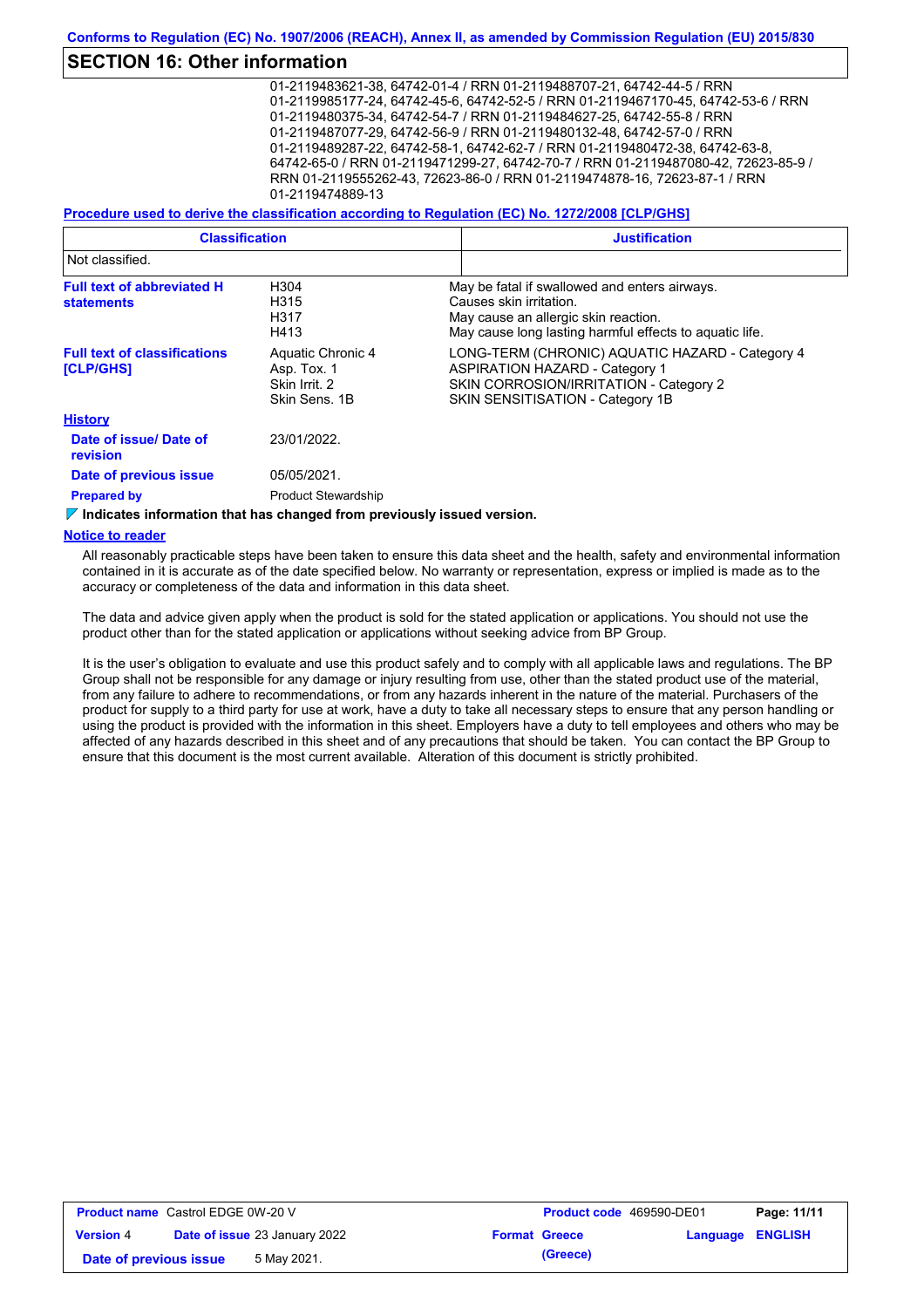## SECTION 16: Other information

01-2119483621-38, 64742-01-4 / RRN 01-2119488707-21, 64742-44-5 / RRN 01-2119985177-24, 64742-45-6, 64742-52-5 / RRN 01-2119467170-45, 64742-53-6 / RRN 01-2119480375-34, 64742-54-7 / RRN 01-2119484627-25, 64742-55-8 / RRN 01-2119487077-29, 64742-56-9 / RRN 01-2119480132-48, 64742-57-0 / RRN 01-2119489287-22, 64742-58-1, 64742-62-7 / RRN 01-2119480472-38, 64742-63-8, 64742-65-0 / RRN 01-2119471299-27, 64742-70-7 / RRN 01-2119487080-42, 72623-85-9 / RRN 01-2119555262-43, 72623-86-0 / RRN 01-2119474878-16, 72623-87-1 / RRN 01-2119474889-13

**Procedure used to derive the classification according to Regulation (EC) No. 1272/2008 [CLP/GHS]**

| Classification | Justification |
|---|---|
| Not classified. | |

**Full text of abbreviated H statements**

| | |
|---|---|
| H304 | May be fatal if swallowed and enters airways. |
| H315 | Causes skin irritation. |
| H317 | May cause an allergic skin reaction. |
| H413 | May cause long lasting harmful effects to aquatic life. |

**Full text of classifications [CLP/GHS]**

| | |
|---|---|
| Aquatic Chronic 4 | LONG-TERM (CHRONIC) AQUATIC HAZARD - Category 4 |
| Asp. Tox. 1 | ASPIRATION HAZARD - Category 1 |
| Skin Irrit. 2 | SKIN CORROSION/IRRITATION - Category 2 |
| Skin Sens. 1B | SKIN SENSITISATION - Category 1B |

**History**

**Date of issue/ Date of revision:** 23/01/2022.

**Date of previous issue:** 05/05/2021.

**Prepared by:** Product Stewardship

**Indicates information that has changed from previously issued version.**

**Notice to reader**

All reasonably practicable steps have been taken to ensure this data sheet and the health, safety and environmental information contained in it is accurate as of the date specified below. No warranty or representation, express or implied is made as to the accuracy or completeness of the data and information in this data sheet.

The data and advice given apply when the product is sold for the stated application or applications. You should not use the product other than for the stated application or applications without seeking advice from BP Group.

It is the user's obligation to evaluate and use this product safely and to comply with all applicable laws and regulations. The BP Group shall not be responsible for any damage or injury resulting from use, other than the stated product use of the material, from any failure to adhere to recommendations, or from any hazards inherent in the nature of the material. Purchasers of the product for supply to a third party for use at work, have a duty to take all necessary steps to ensure that any person handling or using the product is provided with the information in this sheet. Employers have a duty to tell employees and others who may be affected of any hazards described in this sheet and of any precautions that should be taken. You can contact the BP Group to ensure that this document is the most current available. Alteration of this document is strictly prohibited.